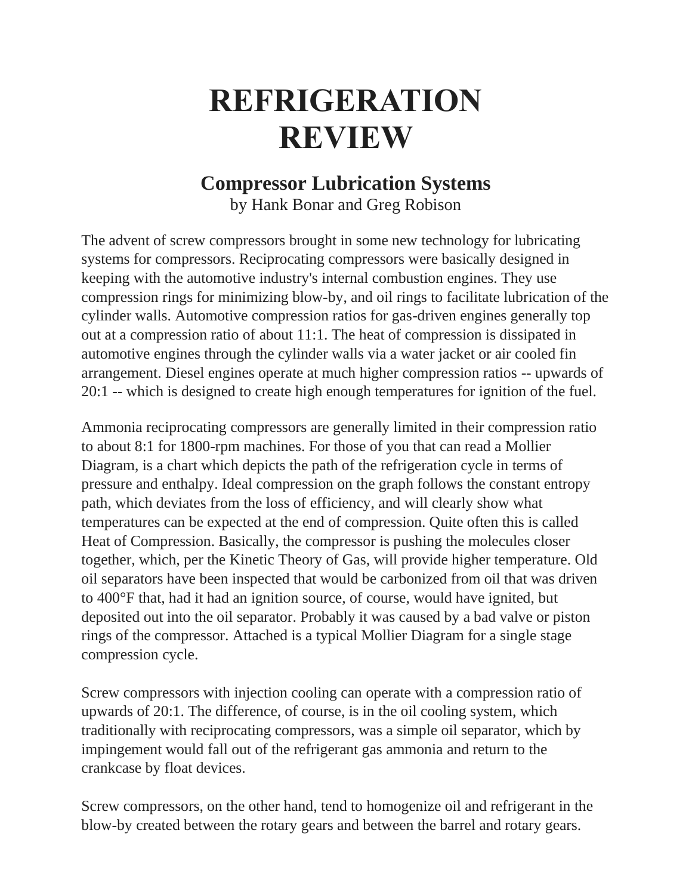# REFRIGERATION REVIEW

## Compressor Lubrication Systems

by Hank Bonar and Greg Robison

The advent of screw compressors brought in some new technology for lubricating systems for compressors. Reciprocating compressors were basically designed in keeping with the automotive industry's internal combustion engines. They use compression rings for minimizing blow-by, and oil rings to facilitate lubrication of the cylinder walls. Automotive compression ratios for gas-driven engines generally top out at a compression ratio of about 11:1. The heat of compression is dissipated in automotive engines through the cylinder walls via a water jacket or air cooled fin arrangement. Diesel engines operate at much higher compression ratios -- upwards of 20:1 -- which is designed to create high enough temperatures for ignition of the fuel.

Ammonia reciprocating compressors are generally limited in their compression ratio to about 8:1 for 1800-rpm machines. For those of you that can read a Mollier Diagram, is a chart which depicts the path of the refrigeration cycle in terms of pressure and enthalpy. Ideal compression on the graph follows the constant entropy path, which deviates from the loss of efficiency, and will clearly show what temperatures can be expected at the end of compression. Quite often this is called Heat of Compression. Basically, the compressor is pushing the molecules closer together, which, per the Kinetic Theory of Gas, will provide higher temperature. Old oil separators have been inspected that would be carbonized from oil that was driven to 400°F that, had it had an ignition source, of course, would have ignited, but deposited out into the oil separator. Probably it was caused by a bad valve or piston rings of the compressor. Attached is a typical Mollier Diagram for a single stage compression cycle.

Screw compressors with injection cooling can operate with a compression ratio of upwards of 20:1. The difference, of course, is in the oil cooling system, which traditionally with reciprocating compressors, was a simple oil separator, which by impingement would fall out of the refrigerant gas ammonia and return to the crankcase by float devices.

Screw compressors, on the other hand, tend to homogenize oil and refrigerant in the blow-by created between the rotary gears and between the barrel and rotary gears.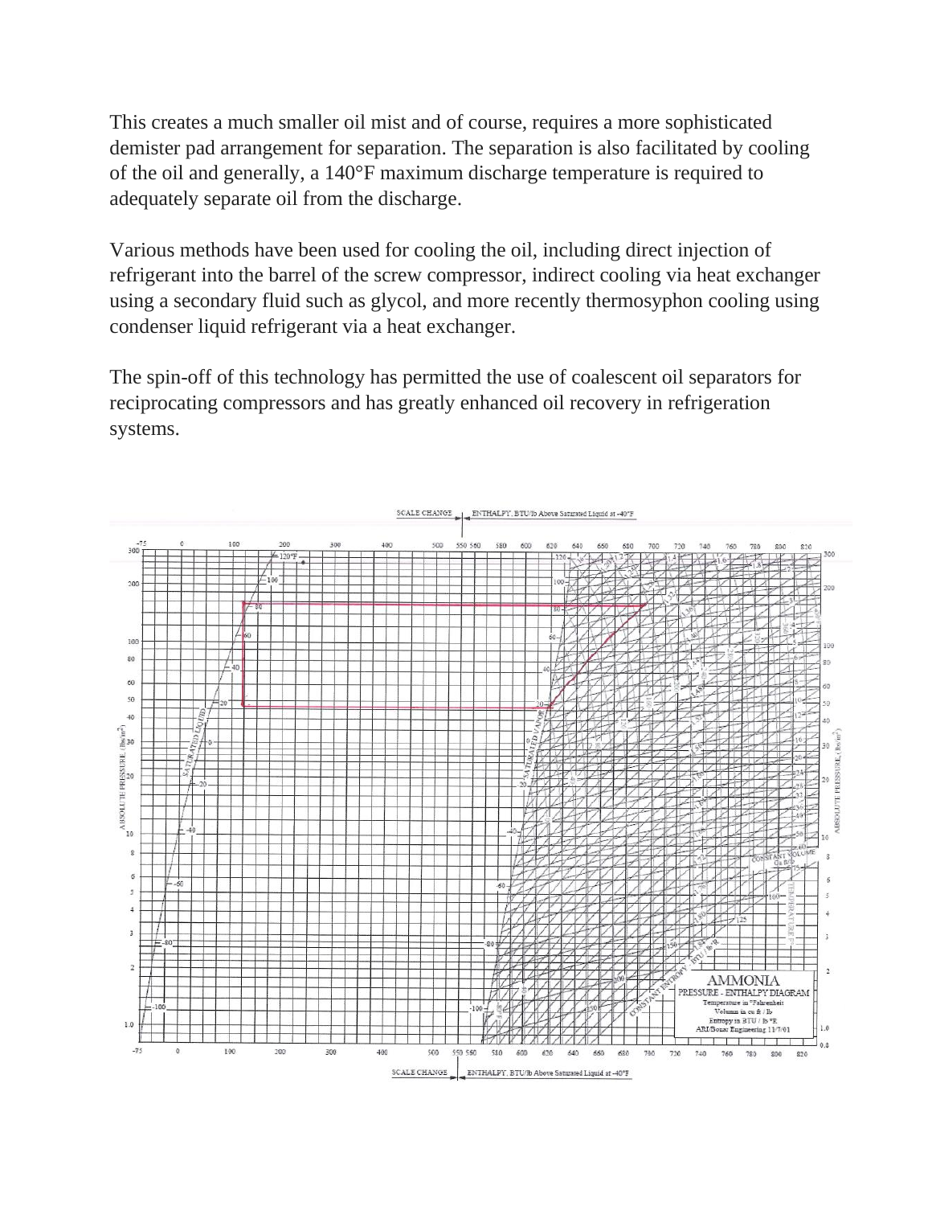This creates a much smaller oil mist and of course, requires a more sophisticated demister pad arrangement for separation. The separation is also facilitated by cooling of the oil and generally, a 140°F maximum discharge temperature is required to adequately separate oil from the discharge.

Various methods have been used for cooling the oil, including direct injection of refrigerant into the barrel of the screw compressor, indirect cooling via heat exchanger using a secondary fluid such as glycol, and more recently thermosyphon cooling using condenser liquid refrigerant via a heat exchanger.

The spin-off of this technology has permitted the use of coalescent oil separators for reciprocating compressors and has greatly enhanced oil recovery in refrigeration systems.

SCALE CHANGE ENTHALPY, BTU/lb Above Saturated Liquid at -40°F

AMMONIA
PRESSURE - ENTHALPY DIAGRAM
Temperature in °Fahrenheit
Volume in cu ft / lb
Entropy in BTU / lb °R
ARI/Sonar Engineering 11/7/01

ABSOLUTE PRESSURE, (lbs/in²)

SATURATED LIQUID

SATURATED VAPOR

CONSTANT ENTROPY BTU / lb °R

CONSTANT VOLUME Cu ft/lb

TEMPERATURE F°